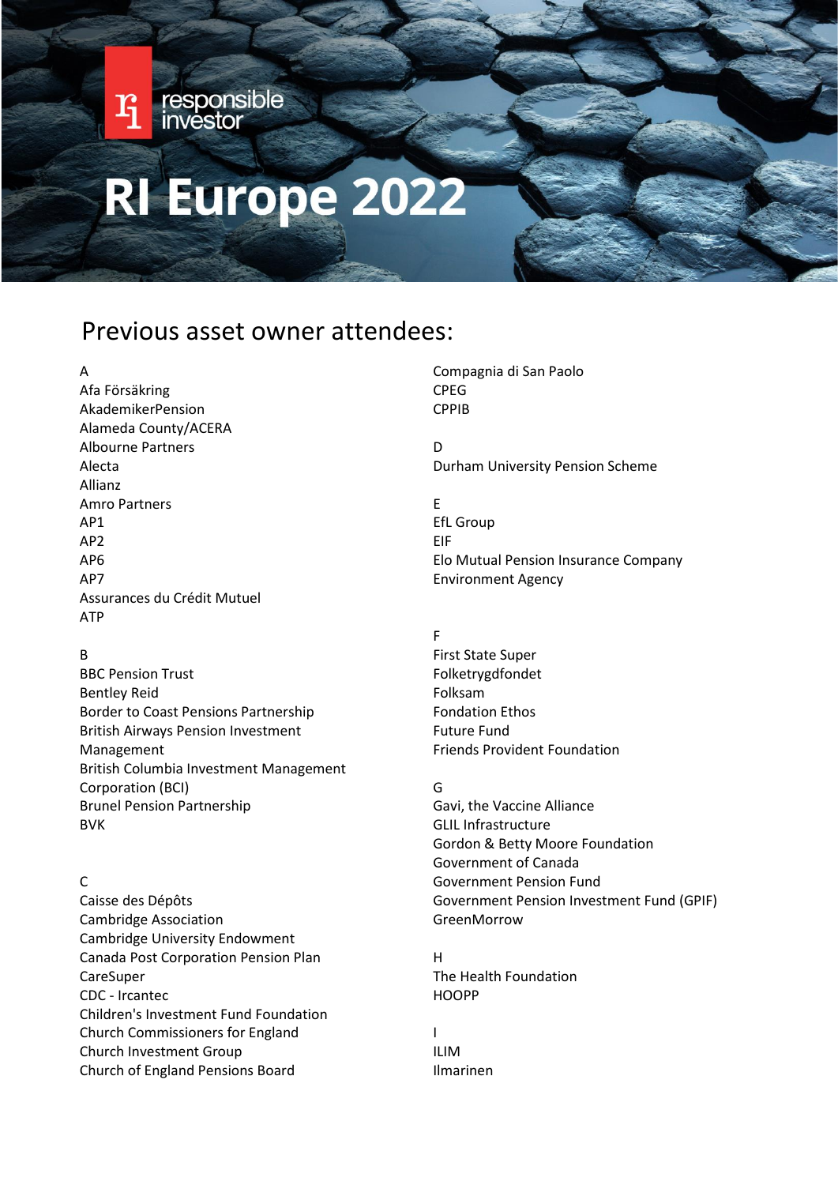responsible investor

# RI Europe 2022

## Previous asset owner attendees:

A
Afa Försäkring
AkademikerPension
Alameda County/ACERA
Albourne Partners
Alecta
Allianz
Amro Partners
AP1
AP2
AP6
AP7
Assurances du Crédit Mutuel
ATP

B
BBC Pension Trust
Bentley Reid
Border to Coast Pensions Partnership
British Airways Pension Investment Management
British Columbia Investment Management Corporation (BCI)
Brunel Pension Partnership
BVK

C
Caisse des Dépôts
Cambridge Association
Cambridge University Endowment
Canada Post Corporation Pension Plan
CareSuper
CDC - Ircantec
Children's Investment Fund Foundation
Church Commissioners for England
Church Investment Group
Church of England Pensions Board
Compagnia di San Paolo
CPEG
CPPIB

D
Durham University Pension Scheme

E
EfL Group
EIF
Elo Mutual Pension Insurance Company
Environment Agency

F
First State Super
Folketrygdfondet
Folksam
Fondation Ethos
Future Fund
Friends Provident Foundation

G
Gavi, the Vaccine Alliance
GLIL Infrastructure
Gordon & Betty Moore Foundation
Government of Canada
Government Pension Fund
Government Pension Investment Fund (GPIF)
GreenMorrow

H
The Health Foundation
HOOPP

I
ILIM
Ilmarinen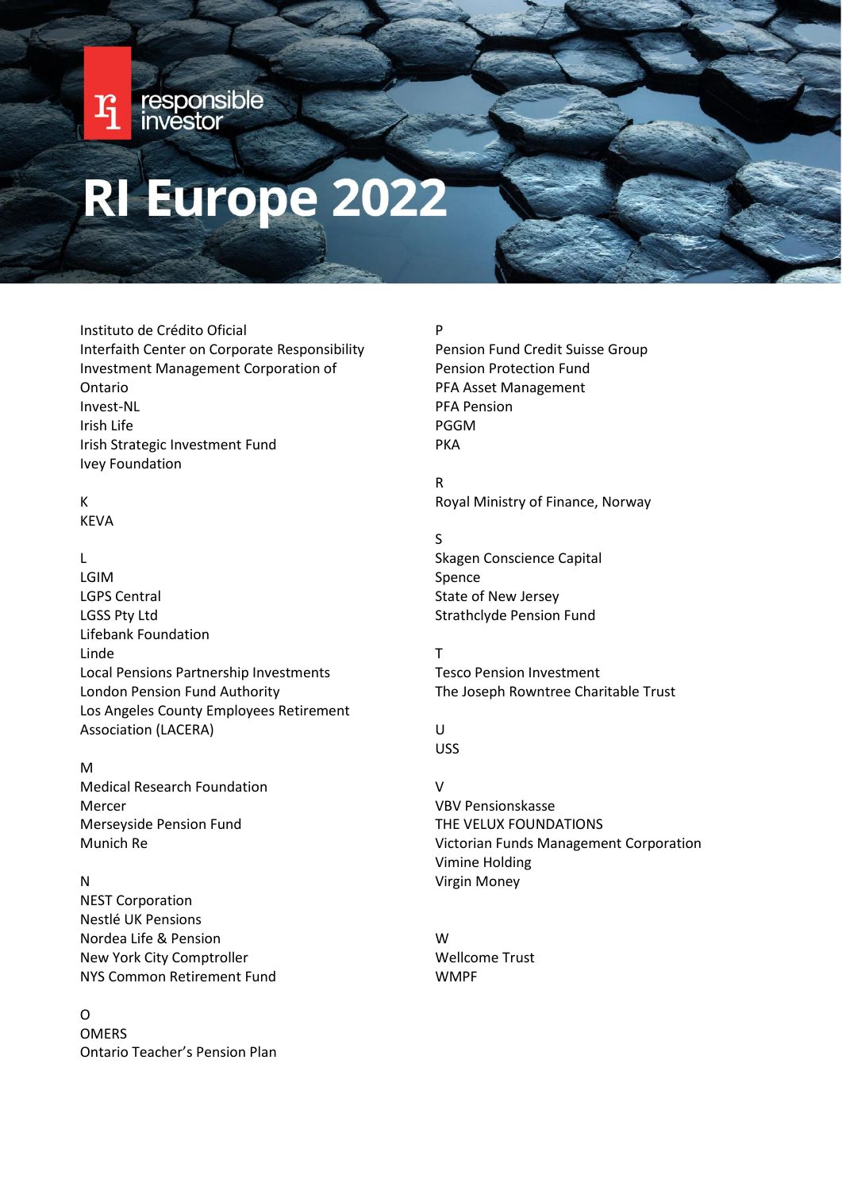# RI Europe 2022

Instituto de Crédito Oficial
Interfaith Center on Corporate Responsibility
Investment Management Corporation of Ontario
Invest-NL
Irish Life
Irish Strategic Investment Fund
Ivey Foundation

K
KEVA

L
LGIM
LGPS Central
LGSS Pty Ltd
Lifebank Foundation
Linde
Local Pensions Partnership Investments
London Pension Fund Authority
Los Angeles County Employees Retirement Association (LACERA)

M
Medical Research Foundation
Mercer
Merseyside Pension Fund
Munich Re

N
NEST Corporation
Nestlé UK Pensions
Nordea Life & Pension
New York City Comptroller
NYS Common Retirement Fund

O
OMERS
Ontario Teacher's Pension Plan

P
Pension Fund Credit Suisse Group
Pension Protection Fund
PFA Asset Management
PFA Pension
PGGM
PKA

R
Royal Ministry of Finance, Norway

S
Skagen Conscience Capital
Spence
State of New Jersey
Strathclyde Pension Fund

T
Tesco Pension Investment
The Joseph Rowntree Charitable Trust

U
USS

V
VBV Pensionskasse
THE VELUX FOUNDATIONS
Victorian Funds Management Corporation
Vimine Holding
Virgin Money

W
Wellcome Trust
WMPF